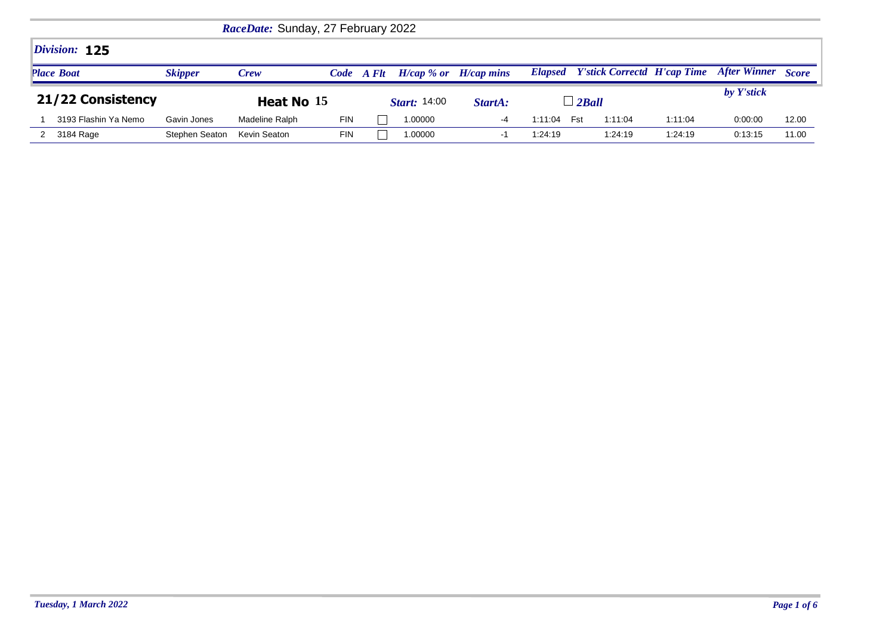***RaceDate:*** Sunday, 27 February 2022

## *Division:* 125

### 21/22 Consistency — Heat No 15 — *Start:* 14:00 — *StartA:* — ☐ 2Ball

| Place | Boat | Skipper | Crew | Code | A Flt | H/cap % or | H/cap mins | Elapsed | | Y'stick Correctd | H'cap Time | After Winner by Y'stick | Score |
|---|---|---|---|---|---|---|---|---|---|---|---|---|---|
| 1 | 3193 Flashin Ya Nemo | Gavin Jones | Madeline Ralph | FIN | ☐ | 1.00000 | -4 | 1:11:04 | Fst | 1:11:04 | 1:11:04 | 0:00:00 | 12.00 |
| 2 | 3184 Rage | Stephen Seaton | Kevin Seaton | FIN | ☐ | 1.00000 | -1 | 1:24:19 | | 1:24:19 | 1:24:19 | 0:13:15 | 11.00 |

*Tuesday, 1 March 2022*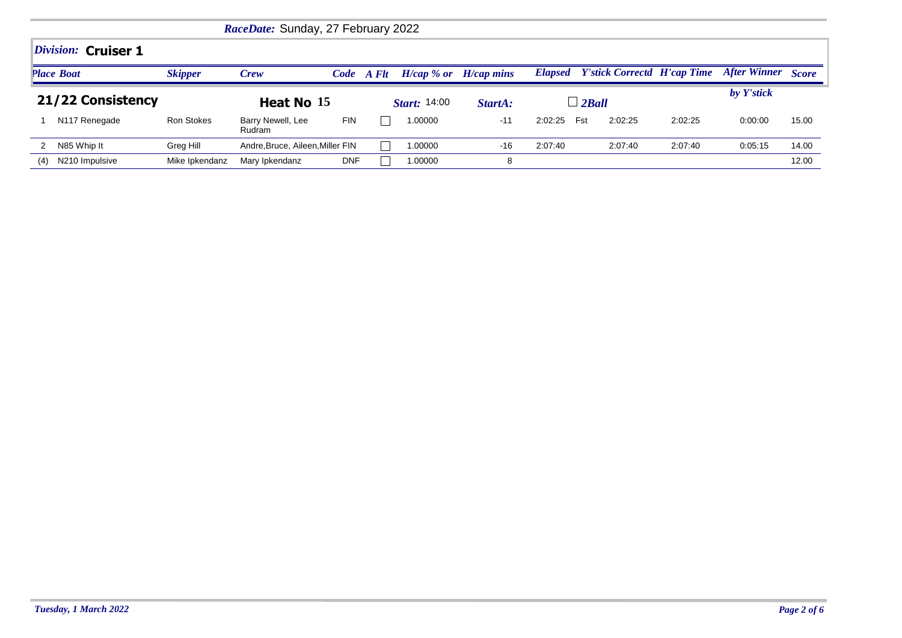*RaceDate:* Sunday, 27 February 2022

## *Division:* **Cruiser 1**

### 21/22 Consistency — Heat No 15 — *Start:* 14:00 — *StartA:* — 2Ball

| Place | Boat | Skipper | Crew | Code | A Flt | H/cap % or | H/cap mins | Elapsed | | Y'stick Correctd | H'cap Time | After Winner by Y'stick | Score |
|---|---|---|---|---|---|---|---|---|---|---|---|---|---|
| 1 | N117 Renegade | Ron Stokes | Barry Newell, Lee Rudram | FIN | | 1.00000 | -11 | 2:02:25 | Fst | 2:02:25 | 2:02:25 | 0:00:00 | 15.00 |
| 2 | N85 Whip It | Greg Hill | Andre,Bruce, Aileen,Miller | FIN | | 1.00000 | -16 | 2:07:40 | | 2:07:40 | 2:07:40 | 0:05:15 | 14.00 |
| (4) | N210 Impulsive | Mike Ipkendanz | Mary Ipkendanz | DNF | | 1.00000 | 8 | | | | | | 12.00 |

*Tuesday, 1 March 2022*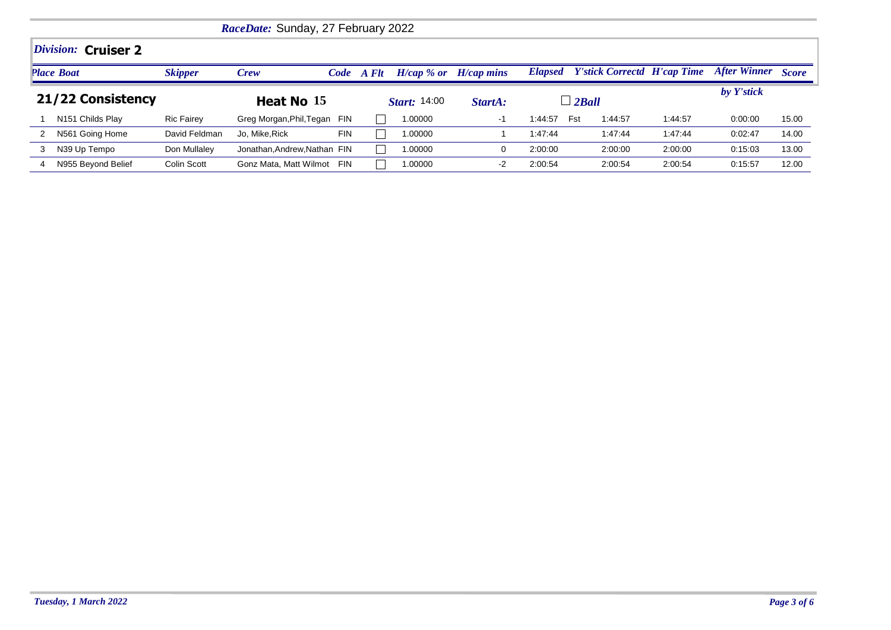*RaceDate:* Sunday, 27 February 2022

## *Division:* Cruiser 2

### 21/22 Consistency — Heat No 15 — *Start:* 14:00 — *StartA:* — 2Ball

| Place | Boat | Skipper | Crew | Code | A Flt | H/cap % or | H/cap mins | Elapsed | | Y'stick Correctd | H'cap Time | After Winner by Y'stick | Score |
|---|---|---|---|---|---|---|---|---|---|---|---|---|---|
| 1 | N151 Childs Play | Ric Fairey | Greg Morgan,Phil,Tegan | FIN | ☐ | 1.00000 | -1 | 1:44:57 | Fst | 1:44:57 | 1:44:57 | 0:00:00 | 15.00 |
| 2 | N561 Going Home | David Feldman | Jo, Mike,Rick | FIN | ☐ | 1.00000 | 1 | 1:47:44 | | 1:47:44 | 1:47:44 | 0:02:47 | 14.00 |
| 3 | N39 Up Tempo | Don Mullaley | Jonathan,Andrew,Nathan | FIN | ☐ | 1.00000 | 0 | 2:00:00 | | 2:00:00 | 2:00:00 | 0:15:03 | 13.00 |
| 4 | N955 Beyond Belief | Colin Scott | Gonz Mata, Matt Wilmot | FIN | ☐ | 1.00000 | -2 | 2:00:54 | | 2:00:54 | 2:00:54 | 0:15:57 | 12.00 |

*Tuesday, 1 March 2022*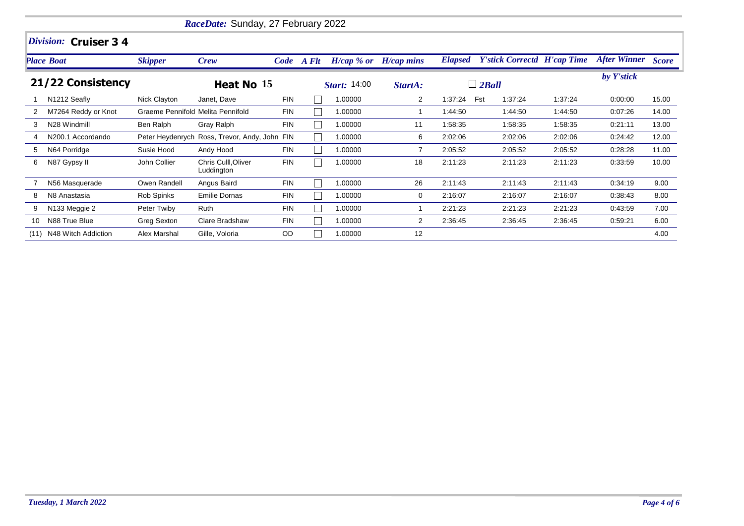*RaceDate:* Sunday, 27 February 2022

## *Division:* Cruiser 3 4

### 21/22 Consistency — Heat No 15

*Start:* 14:00 *StartA:* ☐ *2Ball*

| Place | Boat | Skipper | Crew | Code | A Flt | H/cap % or | H/cap mins | Elapsed | | Y'stick Correctd | H'cap Time | After Winner by Y'stick | Score |
|---|---|---|---|---|---|---|---|---|---|---|---|---|---|
| 1 | N1212 Seafly | Nick Clayton | Janet, Dave | FIN | ☐ | 1.00000 | 2 | 1:37:24 | Fst | 1:37:24 | 1:37:24 | 0:00:00 | 15.00 |
| 2 | M7264 Reddy or Knot | Graeme Pennifold | Melita Pennifold | FIN | ☐ | 1.00000 | 1 | 1:44:50 | | 1:44:50 | 1:44:50 | 0:07:26 | 14.00 |
| 3 | N28 Windmill | Ben Ralph | Gray Ralph | FIN | ☐ | 1.00000 | 11 | 1:58:35 | | 1:58:35 | 1:58:35 | 0:21:11 | 13.00 |
| 4 | N200.1 Accordando | Peter Heydenrych | Ross, Trevor, Andy, John | FIN | ☐ | 1.00000 | 6 | 2:02:06 | | 2:02:06 | 2:02:06 | 0:24:42 | 12.00 |
| 5 | N64 Porridge | Susie Hood | Andy Hood | FIN | ☐ | 1.00000 | 7 | 2:05:52 | | 2:05:52 | 2:05:52 | 0:28:28 | 11.00 |
| 6 | N87 Gypsy II | John Collier | Chris Culll,Oliver Luddington | FIN | ☐ | 1.00000 | 18 | 2:11:23 | | 2:11:23 | 2:11:23 | 0:33:59 | 10.00 |
| 7 | N56 Masquerade | Owen Randell | Angus Baird | FIN | ☐ | 1.00000 | 26 | 2:11:43 | | 2:11:43 | 2:11:43 | 0:34:19 | 9.00 |
| 8 | N8 Anastasia | Rob Spinks | Emilie Dornas | FIN | ☐ | 1.00000 | 0 | 2:16:07 | | 2:16:07 | 2:16:07 | 0:38:43 | 8.00 |
| 9 | N133 Meggie 2 | Peter Twiby | Ruth | FIN | ☐ | 1.00000 | 1 | 2:21:23 | | 2:21:23 | 2:21:23 | 0:43:59 | 7.00 |
| 10 | N88 True Blue | Greg Sexton | Clare Bradshaw | FIN | ☐ | 1.00000 | 2 | 2:36:45 | | 2:36:45 | 2:36:45 | 0:59:21 | 6.00 |
| (11) | N48 Witch Addiction | Alex Marshal | Gille, Voloria | OD | ☐ | 1.00000 | 12 | | | | | | 4.00 |

*Tuesday, 1 March 2022*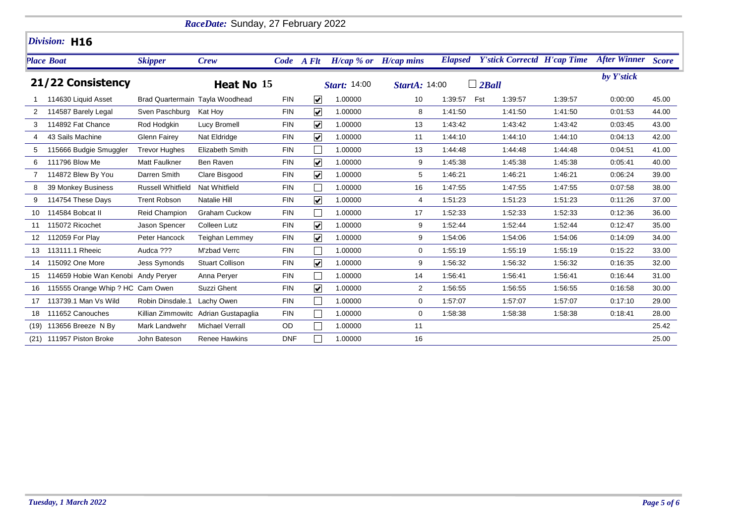*RaceDate:* Sunday, 27 February 2022

## *Division:* H16

### 21/22 Consistency — Heat No 15

*Start:* 14:00 *StartA:* 14:00 ☐ *2Ball*

| Place | Boat | Skipper | Crew | Code | A Flt | H/cap % or | H/cap mins | Elapsed | | Y'stick Correctd | H'cap Time | After Winner by Y'stick | Score |
|---|---|---|---|---|---|---|---|---|---|---|---|---|---|
| 1 | 114630 Liquid Asset | Brad Quartermain | Tayla Woodhead | FIN | ☑ | 1.00000 | 10 | 1:39:57 | Fst | 1:39:57 | 1:39:57 | 0:00:00 | 45.00 |
| 2 | 114587 Barely Legal | Sven Paschburg | Kat Hoy | FIN | ☑ | 1.00000 | 8 | 1:41:50 | | 1:41:50 | 1:41:50 | 0:01:53 | 44.00 |
| 3 | 114892 Fat Chance | Rod Hodgkin | Lucy Bromell | FIN | ☑ | 1.00000 | 13 | 1:43:42 | | 1:43:42 | 1:43:42 | 0:03:45 | 43.00 |
| 4 | 43 Sails Machine | Glenn Fairey | Nat Eldridge | FIN | ☑ | 1.00000 | 11 | 1:44:10 | | 1:44:10 | 1:44:10 | 0:04:13 | 42.00 |
| 5 | 115666 Budgie Smuggler | Trevor Hughes | Elizabeth Smith | FIN | ☐ | 1.00000 | 13 | 1:44:48 | | 1:44:48 | 1:44:48 | 0:04:51 | 41.00 |
| 6 | 111796 Blow Me | Matt Faulkner | Ben Raven | FIN | ☑ | 1.00000 | 9 | 1:45:38 | | 1:45:38 | 1:45:38 | 0:05:41 | 40.00 |
| 7 | 114872 Blew By You | Darren Smith | Clare Bisgood | FIN | ☑ | 1.00000 | 5 | 1:46:21 | | 1:46:21 | 1:46:21 | 0:06:24 | 39.00 |
| 8 | 39 Monkey Business | Russell Whitfield | Nat Whitfield | FIN | ☐ | 1.00000 | 16 | 1:47:55 | | 1:47:55 | 1:47:55 | 0:07:58 | 38.00 |
| 9 | 114754 These Days | Trent Robson | Natalie Hill | FIN | ☑ | 1.00000 | 4 | 1:51:23 | | 1:51:23 | 1:51:23 | 0:11:26 | 37.00 |
| 10 | 114584 Bobcat II | Reid Champion | Graham Cuckow | FIN | ☐ | 1.00000 | 17 | 1:52:33 | | 1:52:33 | 1:52:33 | 0:12:36 | 36.00 |
| 11 | 115072 Ricochet | Jason Spencer | Colleen Lutz | FIN | ☑ | 1.00000 | 9 | 1:52:44 | | 1:52:44 | 1:52:44 | 0:12:47 | 35.00 |
| 12 | 112059 For Play | Peter Hancock | Teighan Lemmey | FIN | ☑ | 1.00000 | 9 | 1:54:06 | | 1:54:06 | 1:54:06 | 0:14:09 | 34.00 |
| 13 | 113111.1 Rheeic | Audca ??? | M'zbad Verrc | FIN | ☐ | 1.00000 | 0 | 1:55:19 | | 1:55:19 | 1:55:19 | 0:15:22 | 33.00 |
| 14 | 115092 One More | Jess Symonds | Stuart Collison | FIN | ☑ | 1.00000 | 9 | 1:56:32 | | 1:56:32 | 1:56:32 | 0:16:35 | 32.00 |
| 15 | 114659 Hobie Wan Kenobi | Andy Peryer | Anna Peryer | FIN | ☐ | 1.00000 | 14 | 1:56:41 | | 1:56:41 | 1:56:41 | 0:16:44 | 31.00 |
| 16 | 115555 Orange Whip ? HC | Cam Owen | Suzzi Ghent | FIN | ☑ | 1.00000 | 2 | 1:56:55 | | 1:56:55 | 1:56:55 | 0:16:58 | 30.00 |
| 17 | 113739.1 Man Vs Wild | Robin Dinsdale.1 | Lachy Owen | FIN | ☐ | 1.00000 | 0 | 1:57:07 | | 1:57:07 | 1:57:07 | 0:17:10 | 29.00 |
| 18 | 111652 Canouches | Killian Zimmowitc | Adrian Gustapaglia | FIN | ☐ | 1.00000 | 0 | 1:58:38 | | 1:58:38 | 1:58:38 | 0:18:41 | 28.00 |
| (19) | 113656 Breeze N By | Mark Landwehr | Michael Verrall | OD | ☐ | 1.00000 | 11 | | | | | | 25.42 |
| (21) | 111957 Piston Broke | John Bateson | Renee Hawkins | DNF | ☐ | 1.00000 | 16 | | | | | | 25.00 |

*Tuesday, 1 March 2022*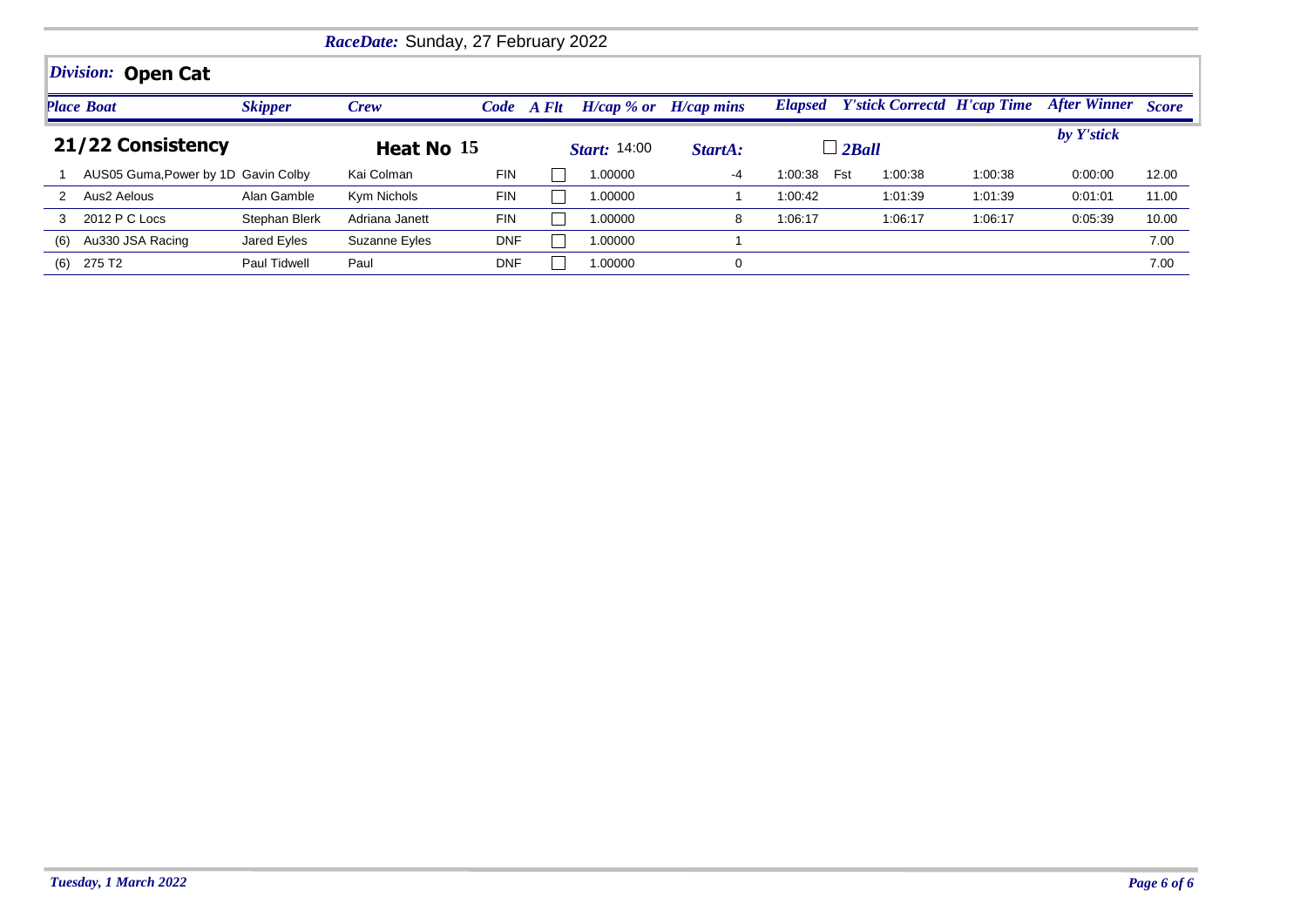*RaceDate:* Sunday, 27 February 2022

## *Division:* **Open Cat**

### 21/22 Consistency — Heat No 15 — *Start:* 14:00 — *StartA:* — 2Ball

| *Place* | *Boat* | *Skipper* | *Crew* | *Code* | *A Flt* | *H/cap % or* | *H/cap mins* | *Elapsed* | | *Y'stick Correctd* | *H'cap Time* | *After Winner by Y'stick* | *Score* |
|---|---|---|---|---|---|---|---|---|---|---|---|---|---|
| 1 | AUS05 Guma,Power by 1D | Gavin Colby | Kai Colman | FIN | | 1.00000 | -4 | 1:00:38 | Fst | 1:00:38 | 1:00:38 | 0:00:00 | 12.00 |
| 2 | Aus2 Aelous | Alan Gamble | Kym Nichols | FIN | | 1.00000 | 1 | 1:00:42 | | 1:01:39 | 1:01:39 | 0:01:01 | 11.00 |
| 3 | 2012 P C Locs | Stephan Blerk | Adriana Janett | FIN | | 1.00000 | 8 | 1:06:17 | | 1:06:17 | 1:06:17 | 0:05:39 | 10.00 |
| (6) | Au330 JSA Racing | Jared Eyles | Suzanne Eyles | DNF | | 1.00000 | 1 | | | | | | 7.00 |
| (6) | 275 T2 | Paul Tidwell | Paul | DNF | | 1.00000 | 0 | | | | | | 7.00 |

*Tuesday, 1 March 2022*